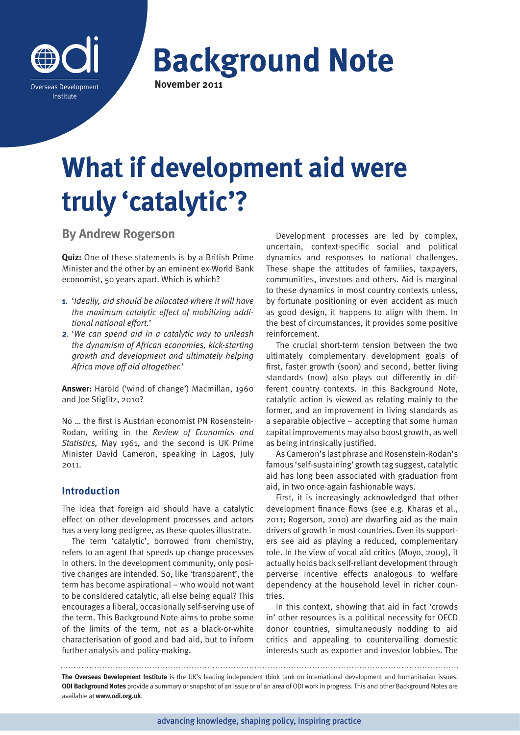# Background Note

**November 2011**

# What if development aid were truly 'catalytic'?

## By Andrew Rogerson

**Quiz:** One of these statements is by a British Prime Minister and the other by an eminent ex-World Bank economist, 50 years apart. Which is which?

1. '*Ideally, aid should be allocated where it will have the maximum catalytic effect of mobilizing additional national effort.*'
2. '*We can spend aid in a catalytic way to unleash the dynamism of African economies, kick-starting growth and development and ultimately helping Africa move off aid altogether.*'

**Answer:** Harold ('wind of change') Macmillan, 1960 and Joe Stiglitz, 2010?

No … the first is Austrian economist PN Rosenstein-Rodan, writing in the *Review of Economics and Statistics,* May 1961, and the second is UK Prime Minister David Cameron, speaking in Lagos, July 2011.

### Introduction

The idea that foreign aid should have a catalytic effect on other development processes and actors has a very long pedigree, as these quotes illustrate.

The term 'catalytic', borrowed from chemistry, refers to an agent that speeds up change processes in others. In the development community, only positive changes are intended. So, like 'transparent', the term has become aspirational – who would not want to be considered catalytic, all else being equal? This encourages a liberal, occasionally self-serving use of the term. This Background Note aims to probe some of the limits of the term, not as a black-or-white characterisation of good and bad aid, but to inform further analysis and policy-making.

Development processes are led by complex, uncertain, context-specific social and political dynamics and responses to national challenges. These shape the attitudes of families, taxpayers, communities, investors and others. Aid is marginal to these dynamics in most country contexts unless, by fortunate positioning or even accident as much as good design, it happens to align with them. In the best of circumstances, it provides some positive reinforcement.

The crucial short-term tension between the two ultimately complementary development goals of first, faster growth (soon) and second, better living standards (now) also plays out differently in different country contexts. In this Background Note, catalytic action is viewed as relating mainly to the former, and an improvement in living standards as a separable objective – accepting that some human capital improvements may also boost growth, as well as being intrinsically justified.

As Cameron's last phrase and Rosenstein-Rodan's famous 'self-sustaining' growth tag suggest, catalytic aid has long been associated with graduation from aid, in two once-again fashionable ways.

First, it is increasingly acknowledged that other development finance flows (see e.g. Kharas et al., 2011; Rogerson, 2010) are dwarfing aid as the main drivers of growth in most countries. Even its supporters see aid as playing a reduced, complementary role. In the view of vocal aid critics (Moyo, 2009), it actually holds back self-reliant development through perverse incentive effects analogous to welfare dependency at the household level in richer countries.

In this context, showing that aid in fact 'crowds in' other resources is a political necessity for OECD donor countries, simultaneously nodding to aid critics and appealing to countervailing domestic interests such as exporter and investor lobbies. The

**The Overseas Development Institute** is the UK's leading independent think tank on international development and humanitarian issues. **ODI Background Notes** provide a summary or snapshot of an issue or of an area of ODI work in progress. This and other Background Notes are available at **www.odi.org.uk**.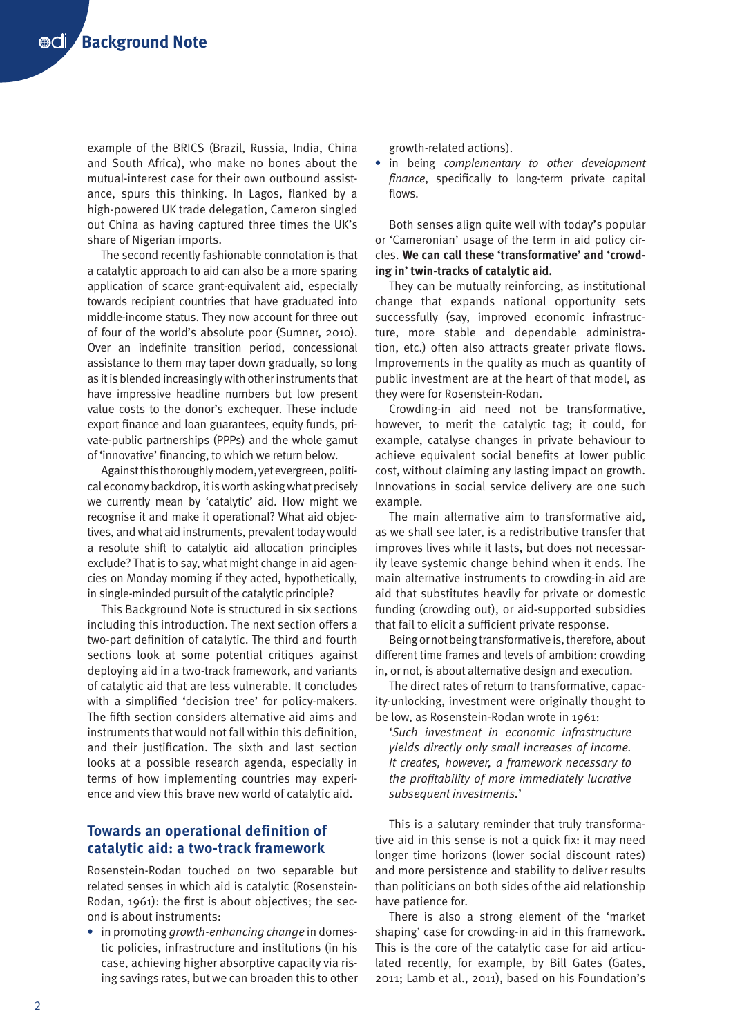example of the BRICS (Brazil, Russia, India, China and South Africa), who make no bones about the mutual-interest case for their own outbound assistance, spurs this thinking. In Lagos, flanked by a high-powered UK trade delegation, Cameron singled out China as having captured three times the UK's share of Nigerian imports.

The second recently fashionable connotation is that a catalytic approach to aid can also be a more sparing application of scarce grant-equivalent aid, especially towards recipient countries that have graduated into middle-income status. They now account for three out of four of the world's absolute poor (Sumner, 2010). Over an indefinite transition period, concessional assistance to them may taper down gradually, so long as it is blended increasingly with other instruments that have impressive headline numbers but low present value costs to the donor's exchequer. These include export finance and loan guarantees, equity funds, private-public partnerships (PPPs) and the whole gamut of 'innovative' financing, to which we return below.

Against this thoroughly modern, yet evergreen, political economy backdrop, it is worth asking what precisely we currently mean by 'catalytic' aid. How might we recognise it and make it operational? What aid objectives, and what aid instruments, prevalent today would a resolute shift to catalytic aid allocation principles exclude? That is to say, what might change in aid agencies on Monday morning if they acted, hypothetically, in single-minded pursuit of the catalytic principle?

This Background Note is structured in six sections including this introduction. The next section offers a two-part definition of catalytic. The third and fourth sections look at some potential critiques against deploying aid in a two-track framework, and variants of catalytic aid that are less vulnerable. It concludes with a simplified 'decision tree' for policy-makers. The fifth section considers alternative aid aims and instruments that would not fall within this definition, and their justification. The sixth and last section looks at a possible research agenda, especially in terms of how implementing countries may experience and view this brave new world of catalytic aid.

## Towards an operational definition of catalytic aid: a two-track framework

Rosenstein-Rodan touched on two separable but related senses in which aid is catalytic (Rosenstein-Rodan, 1961): the first is about objectives; the second is about instruments:

- in promoting *growth-enhancing change* in domestic policies, infrastructure and institutions (in his case, achieving higher absorptive capacity via rising savings rates, but we can broaden this to other growth-related actions).
- in being *complementary to other development finance*, specifically to long-term private capital flows.

Both senses align quite well with today's popular or 'Cameronian' usage of the term in aid policy circles. **We can call these 'transformative' and 'crowding in' twin-tracks of catalytic aid.**

They can be mutually reinforcing, as institutional change that expands national opportunity sets successfully (say, improved economic infrastructure, more stable and dependable administration, etc.) often also attracts greater private flows. Improvements in the quality as much as quantity of public investment are at the heart of that model, as they were for Rosenstein-Rodan.

Crowding-in aid need not be transformative, however, to merit the catalytic tag; it could, for example, catalyse changes in private behaviour to achieve equivalent social benefits at lower public cost, without claiming any lasting impact on growth. Innovations in social service delivery are one such example.

The main alternative aim to transformative aid, as we shall see later, is a redistributive transfer that improves lives while it lasts, but does not necessarily leave systemic change behind when it ends. The main alternative instruments to crowding-in aid are aid that substitutes heavily for private or domestic funding (crowding out), or aid-supported subsidies that fail to elicit a sufficient private response.

Being or not being transformative is, therefore, about different time frames and levels of ambition: crowding in, or not, is about alternative design and execution.

The direct rates of return to transformative, capacity-unlocking, investment were originally thought to be low, as Rosenstein-Rodan wrote in 1961:

> '*Such investment in economic infrastructure yields directly only small increases of income. It creates, however, a framework necessary to the profitability of more immediately lucrative subsequent investments.*'

This is a salutary reminder that truly transformative aid in this sense is not a quick fix: it may need longer time horizons (lower social discount rates) and more persistence and stability to deliver results than politicians on both sides of the aid relationship have patience for.

There is also a strong element of the 'market shaping' case for crowding-in aid in this framework. This is the core of the catalytic case for aid articulated recently, for example, by Bill Gates (Gates, 2011; Lamb et al., 2011), based on his Foundation's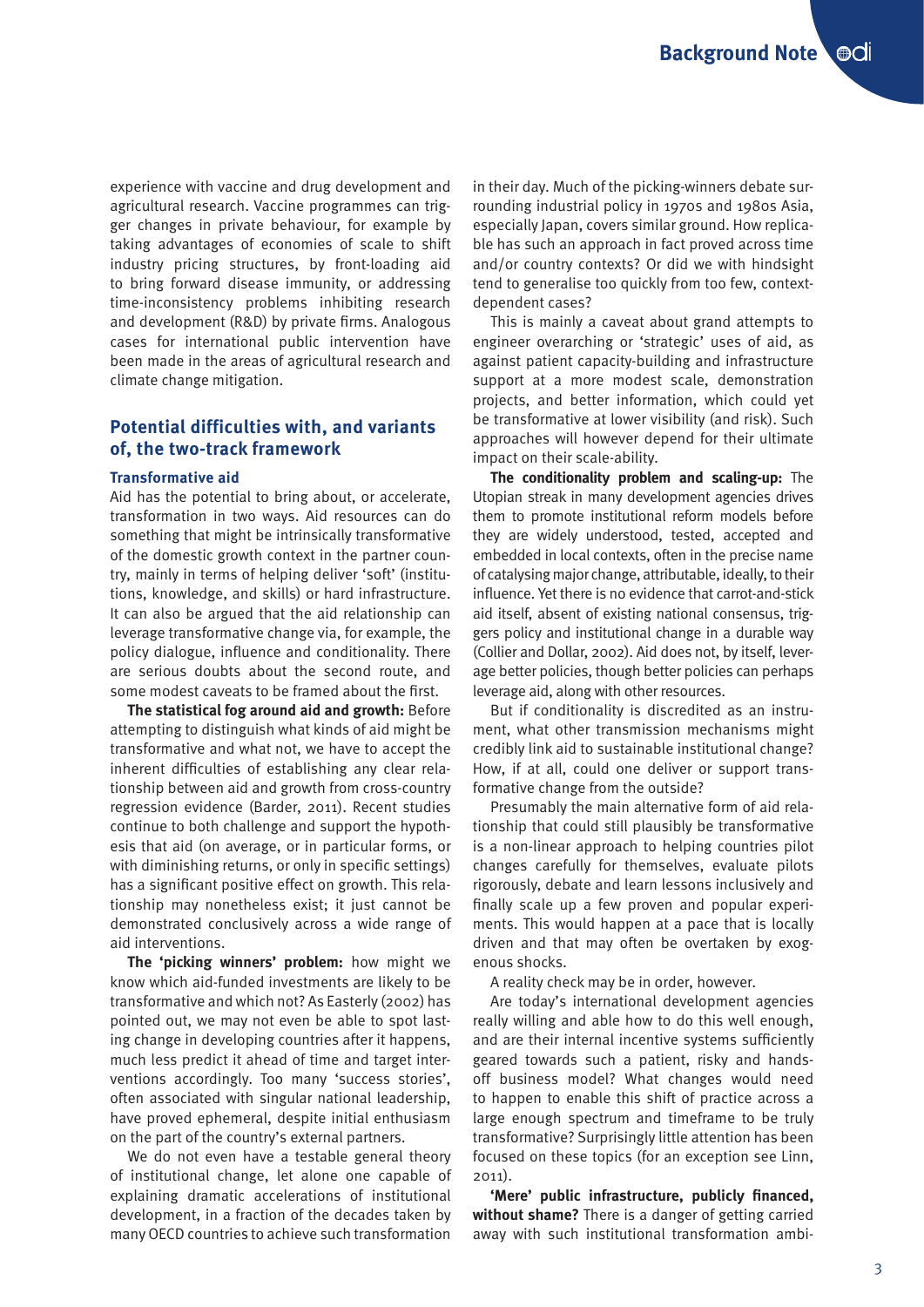experience with vaccine and drug development and agricultural research. Vaccine programmes can trigger changes in private behaviour, for example by taking advantages of economies of scale to shift industry pricing structures, by front-loading aid to bring forward disease immunity, or addressing time-inconsistency problems inhibiting research and development (R&D) by private firms. Analogous cases for international public intervention have been made in the areas of agricultural research and climate change mitigation.

## Potential difficulties with, and variants of, the two-track framework

### Transformative aid

Aid has the potential to bring about, or accelerate, transformation in two ways. Aid resources can do something that might be intrinsically transformative of the domestic growth context in the partner country, mainly in terms of helping deliver 'soft' (institutions, knowledge, and skills) or hard infrastructure. It can also be argued that the aid relationship can leverage transformative change via, for example, the policy dialogue, influence and conditionality. There are serious doubts about the second route, and some modest caveats to be framed about the first.

**The statistical fog around aid and growth:** Before attempting to distinguish what kinds of aid might be transformative and what not, we have to accept the inherent difficulties of establishing any clear relationship between aid and growth from cross-country regression evidence (Barder, 2011). Recent studies continue to both challenge and support the hypothesis that aid (on average, or in particular forms, or with diminishing returns, or only in specific settings) has a significant positive effect on growth. This relationship may nonetheless exist; it just cannot be demonstrated conclusively across a wide range of aid interventions.

**The 'picking winners' problem:** how might we know which aid-funded investments are likely to be transformative and which not? As Easterly (2002) has pointed out, we may not even be able to spot lasting change in developing countries after it happens, much less predict it ahead of time and target interventions accordingly. Too many 'success stories', often associated with singular national leadership, have proved ephemeral, despite initial enthusiasm on the part of the country's external partners.

We do not even have a testable general theory of institutional change, let alone one capable of explaining dramatic accelerations of institutional development, in a fraction of the decades taken by many OECD countries to achieve such transformation in their day. Much of the picking-winners debate surrounding industrial policy in 1970s and 1980s Asia, especially Japan, covers similar ground. How replicable has such an approach in fact proved across time and/or country contexts? Or did we with hindsight tend to generalise too quickly from too few, context-dependent cases?

This is mainly a caveat about grand attempts to engineer overarching or 'strategic' uses of aid, as against patient capacity-building and infrastructure support at a more modest scale, demonstration projects, and better information, which could yet be transformative at lower visibility (and risk). Such approaches will however depend for their ultimate impact on their scale-ability.

**The conditionality problem and scaling-up:** The Utopian streak in many development agencies drives them to promote institutional reform models before they are widely understood, tested, accepted and embedded in local contexts, often in the precise name of catalysing major change, attributable, ideally, to their influence. Yet there is no evidence that carrot-and-stick aid itself, absent of existing national consensus, triggers policy and institutional change in a durable way (Collier and Dollar, 2002). Aid does not, by itself, leverage better policies, though better policies can perhaps leverage aid, along with other resources.

But if conditionality is discredited as an instrument, what other transmission mechanisms might credibly link aid to sustainable institutional change? How, if at all, could one deliver or support transformative change from the outside?

Presumably the main alternative form of aid relationship that could still plausibly be transformative is a non-linear approach to helping countries pilot changes carefully for themselves, evaluate pilots rigorously, debate and learn lessons inclusively and finally scale up a few proven and popular experiments. This would happen at a pace that is locally driven and that may often be overtaken by exogenous shocks.

A reality check may be in order, however.

Are today's international development agencies really willing and able how to do this well enough, and are their internal incentive systems sufficiently geared towards such a patient, risky and hands-off business model? What changes would need to happen to enable this shift of practice across a large enough spectrum and timeframe to be truly transformative? Surprisingly little attention has been focused on these topics (for an exception see Linn, 2011).

**'Mere' public infrastructure, publicly financed, without shame?** There is a danger of getting carried away with such institutional transformation ambi-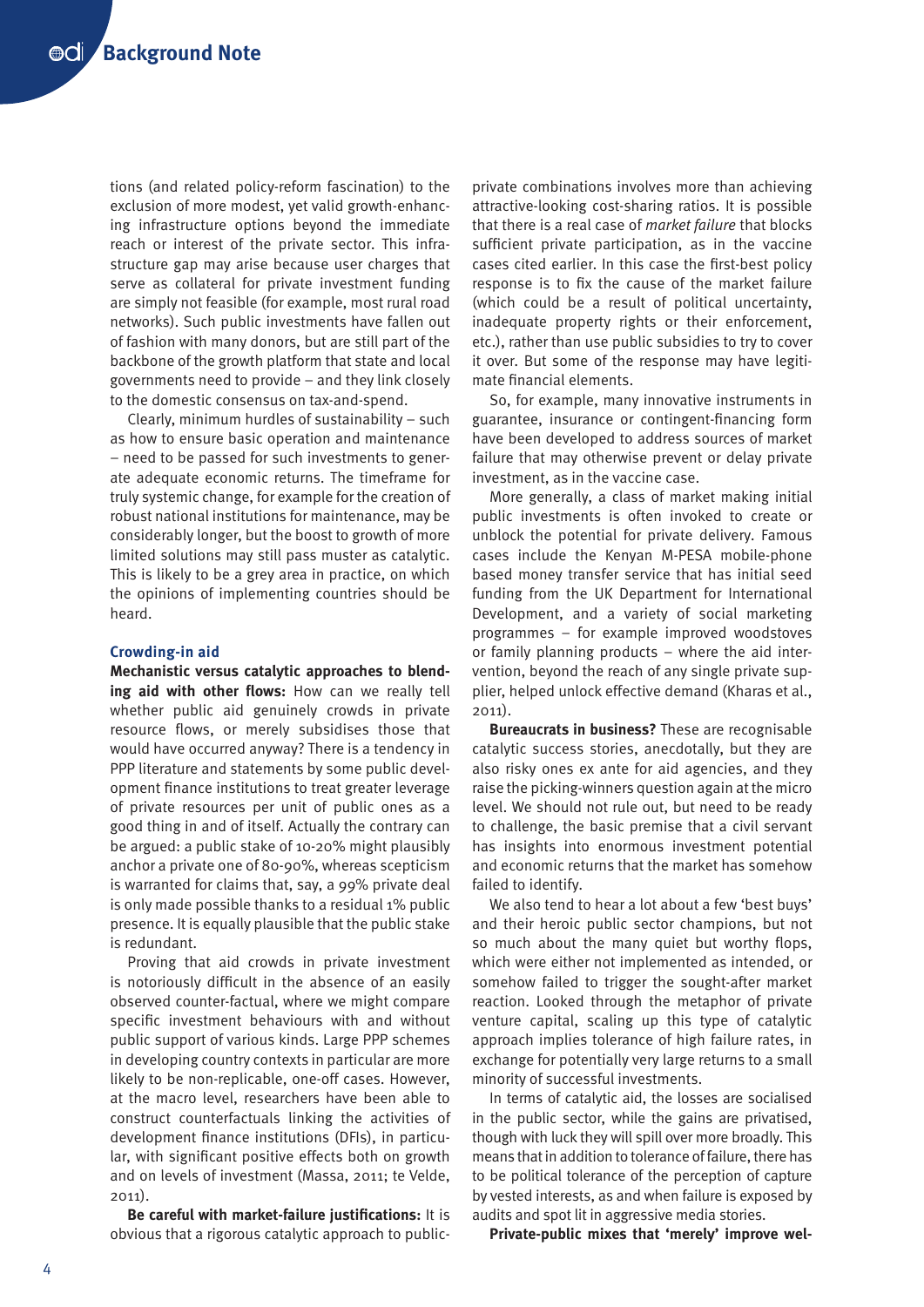tions (and related policy-reform fascination) to the exclusion of more modest, yet valid growth-enhancing infrastructure options beyond the immediate reach or interest of the private sector. This infrastructure gap may arise because user charges that serve as collateral for private investment funding are simply not feasible (for example, most rural road networks). Such public investments have fallen out of fashion with many donors, but are still part of the backbone of the growth platform that state and local governments need to provide – and they link closely to the domestic consensus on tax-and-spend.

Clearly, minimum hurdles of sustainability – such as how to ensure basic operation and maintenance – need to be passed for such investments to generate adequate economic returns. The timeframe for truly systemic change, for example for the creation of robust national institutions for maintenance, may be considerably longer, but the boost to growth of more limited solutions may still pass muster as catalytic. This is likely to be a grey area in practice, on which the opinions of implementing countries should be heard.

### Crowding-in aid

**Mechanistic versus catalytic approaches to blending aid with other flows:** How can we really tell whether public aid genuinely crowds in private resource flows, or merely subsidises those that would have occurred anyway? There is a tendency in PPP literature and statements by some public development finance institutions to treat greater leverage of private resources per unit of public ones as a good thing in and of itself. Actually the contrary can be argued: a public stake of 10-20% might plausibly anchor a private one of 80-90%, whereas scepticism is warranted for claims that, say, a 99% private deal is only made possible thanks to a residual 1% public presence. It is equally plausible that the public stake is redundant.

Proving that aid crowds in private investment is notoriously difficult in the absence of an easily observed counter-factual, where we might compare specific investment behaviours with and without public support of various kinds. Large PPP schemes in developing country contexts in particular are more likely to be non-replicable, one-off cases. However, at the macro level, researchers have been able to construct counterfactuals linking the activities of development finance institutions (DFIs), in particular, with significant positive effects both on growth and on levels of investment (Massa, 2011; te Velde, 2011).

**Be careful with market-failure justifications:** It is obvious that a rigorous catalytic approach to public-private combinations involves more than achieving attractive-looking cost-sharing ratios. It is possible that there is a real case of *market failure* that blocks sufficient private participation, as in the vaccine cases cited earlier. In this case the first-best policy response is to fix the cause of the market failure (which could be a result of political uncertainty, inadequate property rights or their enforcement, etc.), rather than use public subsidies to try to cover it over. But some of the response may have legitimate financial elements.

So, for example, many innovative instruments in guarantee, insurance or contingent-financing form have been developed to address sources of market failure that may otherwise prevent or delay private investment, as in the vaccine case.

More generally, a class of market making initial public investments is often invoked to create or unblock the potential for private delivery. Famous cases include the Kenyan M-PESA mobile-phone based money transfer service that has initial seed funding from the UK Department for International Development, and a variety of social marketing programmes – for example improved woodstoves or family planning products – where the aid intervention, beyond the reach of any single private supplier, helped unlock effective demand (Kharas et al., 2011).

**Bureaucrats in business?** These are recognisable catalytic success stories, anecdotally, but they are also risky ones ex ante for aid agencies, and they raise the picking-winners question again at the micro level. We should not rule out, but need to be ready to challenge, the basic premise that a civil servant has insights into enormous investment potential and economic returns that the market has somehow failed to identify.

We also tend to hear a lot about a few 'best buys' and their heroic public sector champions, but not so much about the many quiet but worthy flops, which were either not implemented as intended, or somehow failed to trigger the sought-after market reaction. Looked through the metaphor of private venture capital, scaling up this type of catalytic approach implies tolerance of high failure rates, in exchange for potentially very large returns to a small minority of successful investments.

In terms of catalytic aid, the losses are socialised in the public sector, while the gains are privatised, though with luck they will spill over more broadly. This means that in addition to tolerance of failure, there has to be political tolerance of the perception of capture by vested interests, as and when failure is exposed by audits and spot lit in aggressive media stories.

**Private-public mixes that 'merely' improve wel-**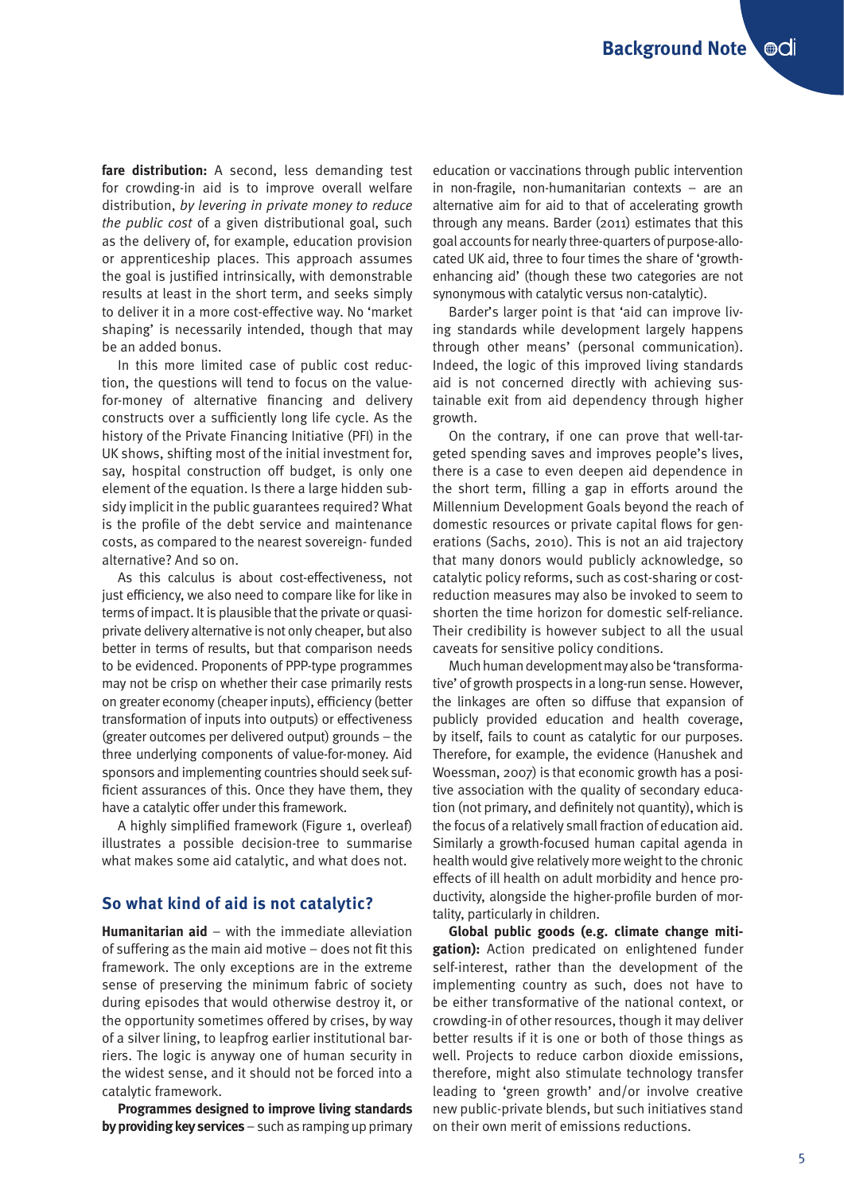**fare distribution:** A second, less demanding test for crowding-in aid is to improve overall welfare distribution, *by levering in private money to reduce the public cost* of a given distributional goal, such as the delivery of, for example, education provision or apprenticeship places. This approach assumes the goal is justified intrinsically, with demonstrable results at least in the short term, and seeks simply to deliver it in a more cost-effective way. No 'market shaping' is necessarily intended, though that may be an added bonus.

In this more limited case of public cost reduction, the questions will tend to focus on the value-for-money of alternative financing and delivery constructs over a sufficiently long life cycle. As the history of the Private Financing Initiative (PFI) in the UK shows, shifting most of the initial investment for, say, hospital construction off budget, is only one element of the equation. Is there a large hidden subsidy implicit in the public guarantees required? What is the profile of the debt service and maintenance costs, as compared to the nearest sovereign- funded alternative? And so on.

As this calculus is about cost-effectiveness, not just efficiency, we also need to compare like for like in terms of impact. It is plausible that the private or quasi-private delivery alternative is not only cheaper, but also better in terms of results, but that comparison needs to be evidenced. Proponents of PPP-type programmes may not be crisp on whether their case primarily rests on greater economy (cheaper inputs), efficiency (better transformation of inputs into outputs) or effectiveness (greater outcomes per delivered output) grounds – the three underlying components of value-for-money. Aid sponsors and implementing countries should seek sufficient assurances of this. Once they have them, they have a catalytic offer under this framework.

A highly simplified framework (Figure 1, overleaf) illustrates a possible decision-tree to summarise what makes some aid catalytic, and what does not.

## So what kind of aid is not catalytic?

**Humanitarian aid** – with the immediate alleviation of suffering as the main aid motive – does not fit this framework. The only exceptions are in the extreme sense of preserving the minimum fabric of society during episodes that would otherwise destroy it, or the opportunity sometimes offered by crises, by way of a silver lining, to leapfrog earlier institutional barriers. The logic is anyway one of human security in the widest sense, and it should not be forced into a catalytic framework.

**Programmes designed to improve living standards by providing key services** – such as ramping up primary education or vaccinations through public intervention in non-fragile, non-humanitarian contexts – are an alternative aim for aid to that of accelerating growth through any means. Barder (2011) estimates that this goal accounts for nearly three-quarters of purpose-allocated UK aid, three to four times the share of 'growth-enhancing aid' (though these two categories are not synonymous with catalytic versus non-catalytic).

Barder's larger point is that 'aid can improve living standards while development largely happens through other means' (personal communication). Indeed, the logic of this improved living standards aid is not concerned directly with achieving sustainable exit from aid dependency through higher growth.

On the contrary, if one can prove that well-targeted spending saves and improves people's lives, there is a case to even deepen aid dependence in the short term, filling a gap in efforts around the Millennium Development Goals beyond the reach of domestic resources or private capital flows for generations (Sachs, 2010). This is not an aid trajectory that many donors would publicly acknowledge, so catalytic policy reforms, such as cost-sharing or cost-reduction measures may also be invoked to seem to shorten the time horizon for domestic self-reliance. Their credibility is however subject to all the usual caveats for sensitive policy conditions.

Much human development may also be 'transformative' of growth prospects in a long-run sense. However, the linkages are often so diffuse that expansion of publicly provided education and health coverage, by itself, fails to count as catalytic for our purposes. Therefore, for example, the evidence (Hanushek and Woessman, 2007) is that economic growth has a positive association with the quality of secondary education (not primary, and definitely not quantity), which is the focus of a relatively small fraction of education aid. Similarly a growth-focused human capital agenda in health would give relatively more weight to the chronic effects of ill health on adult morbidity and hence productivity, alongside the higher-profile burden of mortality, particularly in children.

**Global public goods (e.g. climate change mitigation):** Action predicated on enlightened funder self-interest, rather than the development of the implementing country as such, does not have to be either transformative of the national context, or crowding-in of other resources, though it may deliver better results if it is one or both of those things as well. Projects to reduce carbon dioxide emissions, therefore, might also stimulate technology transfer leading to 'green growth' and/or involve creative new public-private blends, but such initiatives stand on their own merit of emissions reductions.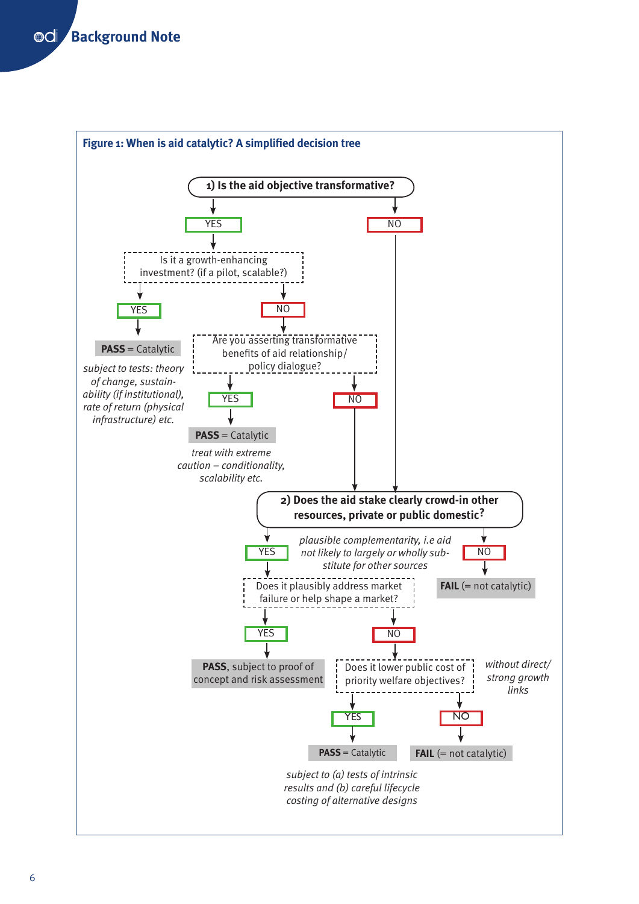**Figure 1: When is aid catalytic? A simplified decision tree**

**1) Is the aid objective transformative?**

- YES → Is it a growth-enhancing investment? (if a pilot, scalable?)
  - YES → **PASS** = Catalytic
    - *subject to tests: theory of change, sustain-ability (if institutional), rate of return (physical infrastructure) etc.*
  - NO → Are you asserting transformative benefits of aid relationship/ policy dialogue?
    - YES → **PASS** = Catalytic
      - *treat with extreme caution – conditionality, scalability etc.*
    - NO → go to question 2
- NO → go to question 2

**2) Does the aid stake clearly crowd-in other resources, private or public domestic?**

- YES (*plausible complementarity, i.e aid not likely to largely or wholly sub-stitute for other sources*) → Does it plausibly address market failure or help shape a market?
  - YES → **PASS**, subject to proof of concept and risk assessment
  - NO → Does it lower public cost of priority welfare objectives?
    - YES → **PASS** = Catalytic
      - *subject to (a) tests of intrinsic results and (b) careful lifecycle costing of alternative designs*
    - NO (*without direct/ strong growth links*) → **FAIL** (= not catalytic)
- NO → **FAIL** (= not catalytic)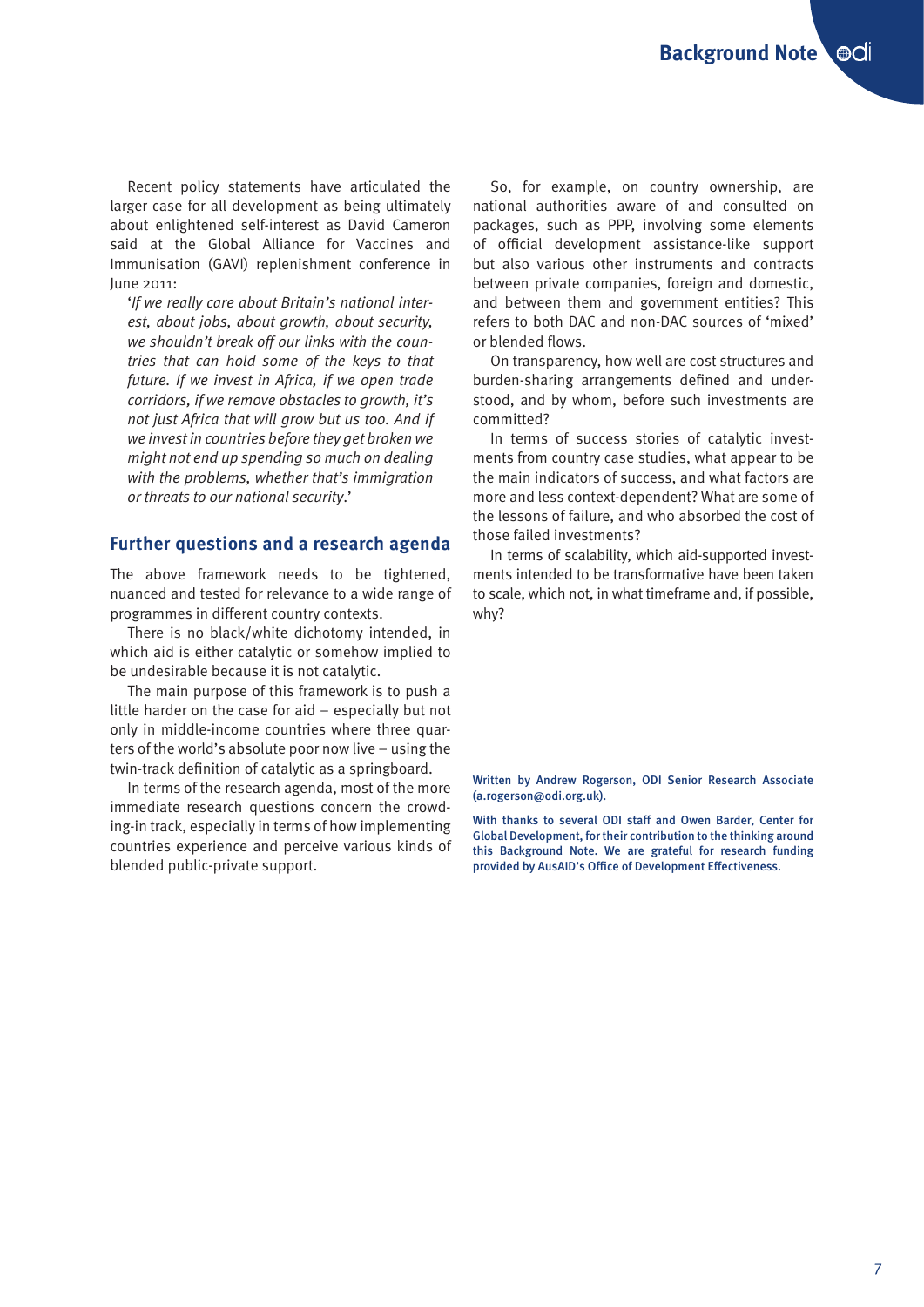Recent policy statements have articulated the larger case for all development as being ultimately about enlightened self-interest as David Cameron said at the Global Alliance for Vaccines and Immunisation (GAVI) replenishment conference in June 2011:

> '*If we really care about Britain's national interest, about jobs, about growth, about security, we shouldn't break off our links with the countries that can hold some of the keys to that future. If we invest in Africa, if we open trade corridors, if we remove obstacles to growth, it's not just Africa that will grow but us too. And if we invest in countries before they get broken we might not end up spending so much on dealing with the problems, whether that's immigration or threats to our national security*.'

## Further questions and a research agenda

The above framework needs to be tightened, nuanced and tested for relevance to a wide range of programmes in different country contexts.

There is no black/white dichotomy intended, in which aid is either catalytic or somehow implied to be undesirable because it is not catalytic.

The main purpose of this framework is to push a little harder on the case for aid – especially but not only in middle-income countries where three quarters of the world's absolute poor now live – using the twin-track definition of catalytic as a springboard.

In terms of the research agenda, most of the more immediate research questions concern the crowding-in track, especially in terms of how implementing countries experience and perceive various kinds of blended public-private support.

So, for example, on country ownership, are national authorities aware of and consulted on packages, such as PPP, involving some elements of official development assistance-like support but also various other instruments and contracts between private companies, foreign and domestic, and between them and government entities? This refers to both DAC and non-DAC sources of 'mixed' or blended flows.

On transparency, how well are cost structures and burden-sharing arrangements defined and understood, and by whom, before such investments are committed?

In terms of success stories of catalytic investments from country case studies, what appear to be the main indicators of success, and what factors are more and less context-dependent? What are some of the lessons of failure, and who absorbed the cost of those failed investments?

In terms of scalability, which aid-supported investments intended to be transformative have been taken to scale, which not, in what timeframe and, if possible, why?

Written by Andrew Rogerson, ODI Senior Research Associate (a.rogerson@odi.org.uk).

With thanks to several ODI staff and Owen Barder, Center for Global Development, for their contribution to the thinking around this Background Note. We are grateful for research funding provided by AusAID's Office of Development Effectiveness.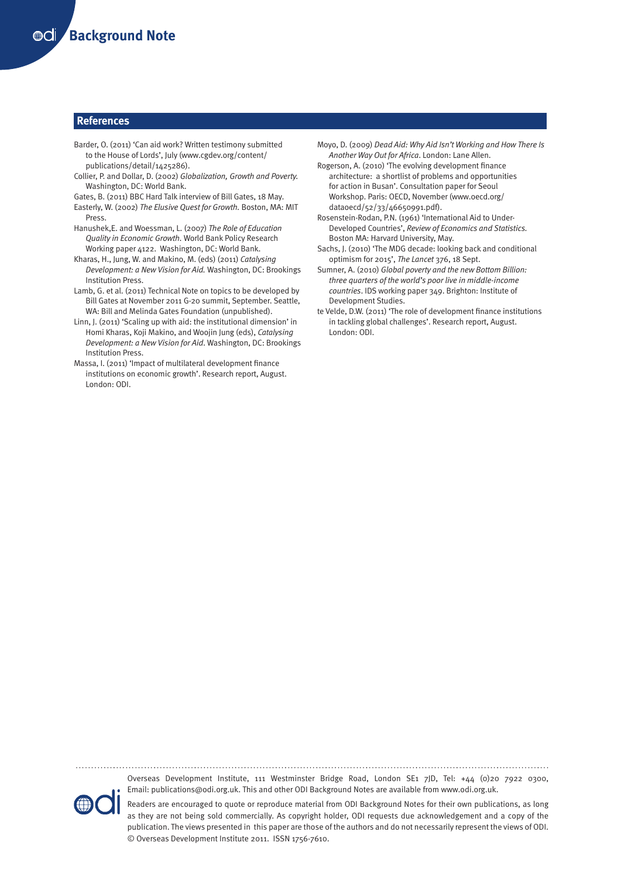## References

Barder, O. (2011) 'Can aid work? Written testimony submitted to the House of Lords', July (www.cgdev.org/content/publications/detail/1425286).

Collier, P. and Dollar, D. (2002) *Globalization, Growth and Poverty.* Washington, DC: World Bank.

Gates, B. (2011) BBC Hard Talk interview of Bill Gates, 18 May.

Easterly, W. (2002) *The Elusive Quest for Growth.* Boston, MA: MIT Press.

Hanushek,E. and Woessman, L. (2007) *The Role of Education Quality in Economic Growth.* World Bank Policy Research Working paper 4122. Washington, DC: World Bank.

Kharas, H., Jung, W. and Makino, M. (eds) (2011) *Catalysing Development: a New Vision for Aid.* Washington, DC: Brookings Institution Press.

Lamb, G. et al. (2011) Technical Note on topics to be developed by Bill Gates at November 2011 G-20 summit, September. Seattle, WA: Bill and Melinda Gates Foundation (unpublished).

Linn, J. (2011) 'Scaling up with aid: the institutional dimension' in Homi Kharas, Koji Makino, and Woojin Jung (eds), *Catalysing Development: a New Vision for Aid*. Washington, DC: Brookings Institution Press.

Massa, I. (2011) 'Impact of multilateral development finance institutions on economic growth'. Research report, August. London: ODI.

Moyo, D. (2009) *Dead Aid: Why Aid Isn't Working and How There Is Another Way Out for Africa*. London: Lane Allen.

Rogerson, A. (2010) 'The evolving development finance architecture: a shortlist of problems and opportunities for action in Busan'. Consultation paper for Seoul Workshop. Paris: OECD, November (www.oecd.org/dataoecd/52/33/46650991.pdf).

Rosenstein-Rodan, P.N. (1961) 'International Aid to Under-Developed Countries', *Review of Economics and Statistics.* Boston MA: Harvard University, May.

Sachs, J. (2010) 'The MDG decade: looking back and conditional optimism for 2015', *The Lancet* 376, 18 Sept.

Sumner, A. (2010) *Global poverty and the new Bottom Billion: three quarters of the world's poor live in middle-income countries*. IDS working paper 349. Brighton: Institute of Development Studies.

te Velde, D.W. (2011) 'The role of development finance institutions in tackling global challenges'. Research report, August. London: ODI.

Overseas Development Institute, 111 Westminster Bridge Road, London SE1 7JD, Tel: +44 (0)20 7922 0300, Email: publications@odi.org.uk. This and other ODI Background Notes are available from www.odi.org.uk.

Readers are encouraged to quote or reproduce material from ODI Background Notes for their own publications, as long as they are not being sold commercially. As copyright holder, ODI requests due acknowledgement and a copy of the publication. The views presented in this paper are those of the authors and do not necessarily represent the views of ODI. © Overseas Development Institute 2011. ISSN 1756-7610.